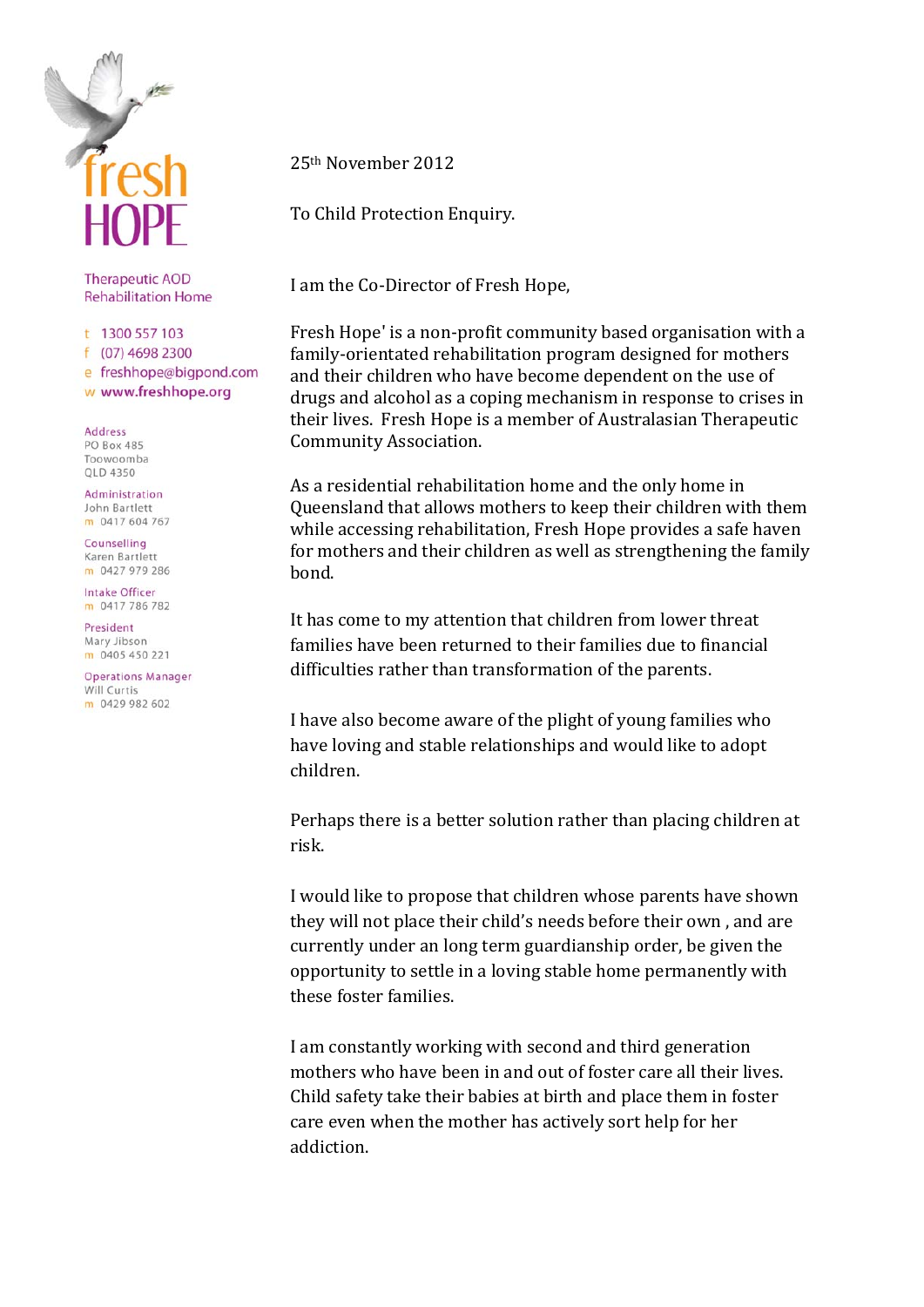fresh HOPE

Therapeutic AOD Rehabilitation Home

t 1300 557 103
f (07) 4698 2300
e freshhope@bigpond.com
w www.freshhope.org

Address
PO Box 485
Toowoomba
QLD 4350

Administration
John Bartlett
m 0417 604 767

Counselling
Karen Bartlett
m 0427 979 286

Intake Officer
m 0417 786 782

President
Mary Jibson
m 0405 450 221

Operations Manager
Will Curtis
m 0429 982 602

25th November 2012

To Child Protection Enquiry.

I am the Co-Director of Fresh Hope,

Fresh Hope' is a non-profit community based organisation with a family-orientated rehabilitation program designed for mothers and their children who have become dependent on the use of drugs and alcohol as a coping mechanism in response to crises in their lives. Fresh Hope is a member of Australasian Therapeutic Community Association.

As a residential rehabilitation home and the only home in Queensland that allows mothers to keep their children with them while accessing rehabilitation, Fresh Hope provides a safe haven for mothers and their children as well as strengthening the family bond.

It has come to my attention that children from lower threat families have been returned to their families due to financial difficulties rather than transformation of the parents.

I have also become aware of the plight of young families who have loving and stable relationships and would like to adopt children.

Perhaps there is a better solution rather than placing children at risk.

I would like to propose that children whose parents have shown they will not place their child's needs before their own , and are currently under an long term guardianship order, be given the opportunity to settle in a loving stable home permanently with these foster families.

I am constantly working with second and third generation mothers who have been in and out of foster care all their lives. Child safety take their babies at birth and place them in foster care even when the mother has actively sort help for her addiction.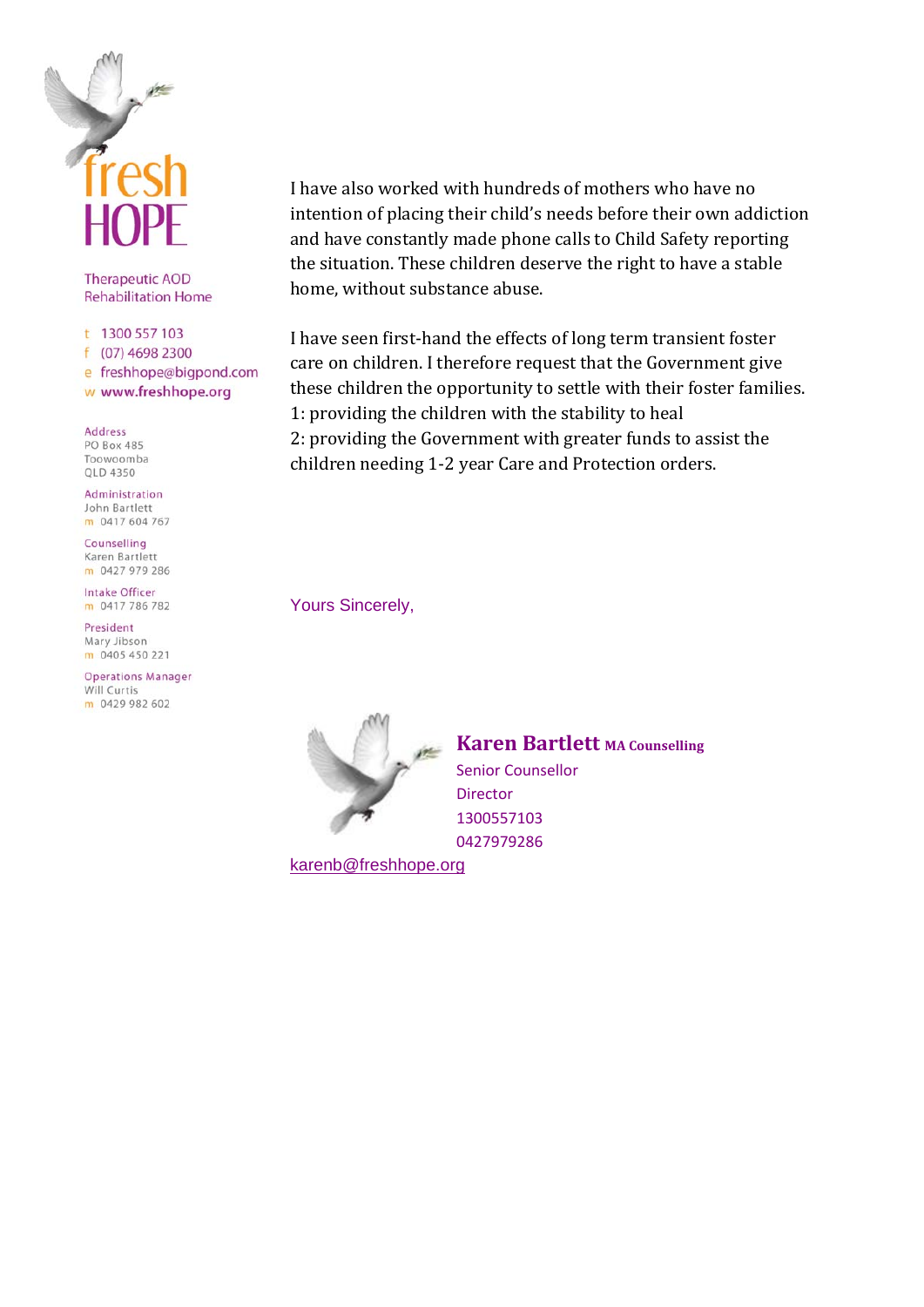fresh HOPE

Therapeutic AOD Rehabilitation Home

t 1300 557 103
f (07) 4698 2300
e freshhope@bigpond.com
w www.freshhope.org

Address
PO Box 485
Toowoomba
QLD 4350

Administration
John Bartlett
m 0417 604 767

Counselling
Karen Bartlett
m 0427 979 286

Intake Officer
m 0417 786 782

President
Mary Jibson
m 0405 450 221

Operations Manager
Will Curtis
m 0429 982 602

I have also worked with hundreds of mothers who have no intention of placing their child's needs before their own addiction and have constantly made phone calls to Child Safety reporting the situation. These children deserve the right to have a stable home, without substance abuse.

I have seen first-hand the effects of long term transient foster care on children. I therefore request that the Government give these children the opportunity to settle with their foster families.
1: providing the children with the stability to heal
2: providing the Government with greater funds to assist the children needing 1-2 year Care and Protection orders.

Yours Sincerely,

**Karen Bartlett** **MA Counselling**
Senior Counsellor
Director
1300557103
0427979286
karenb@freshhope.org